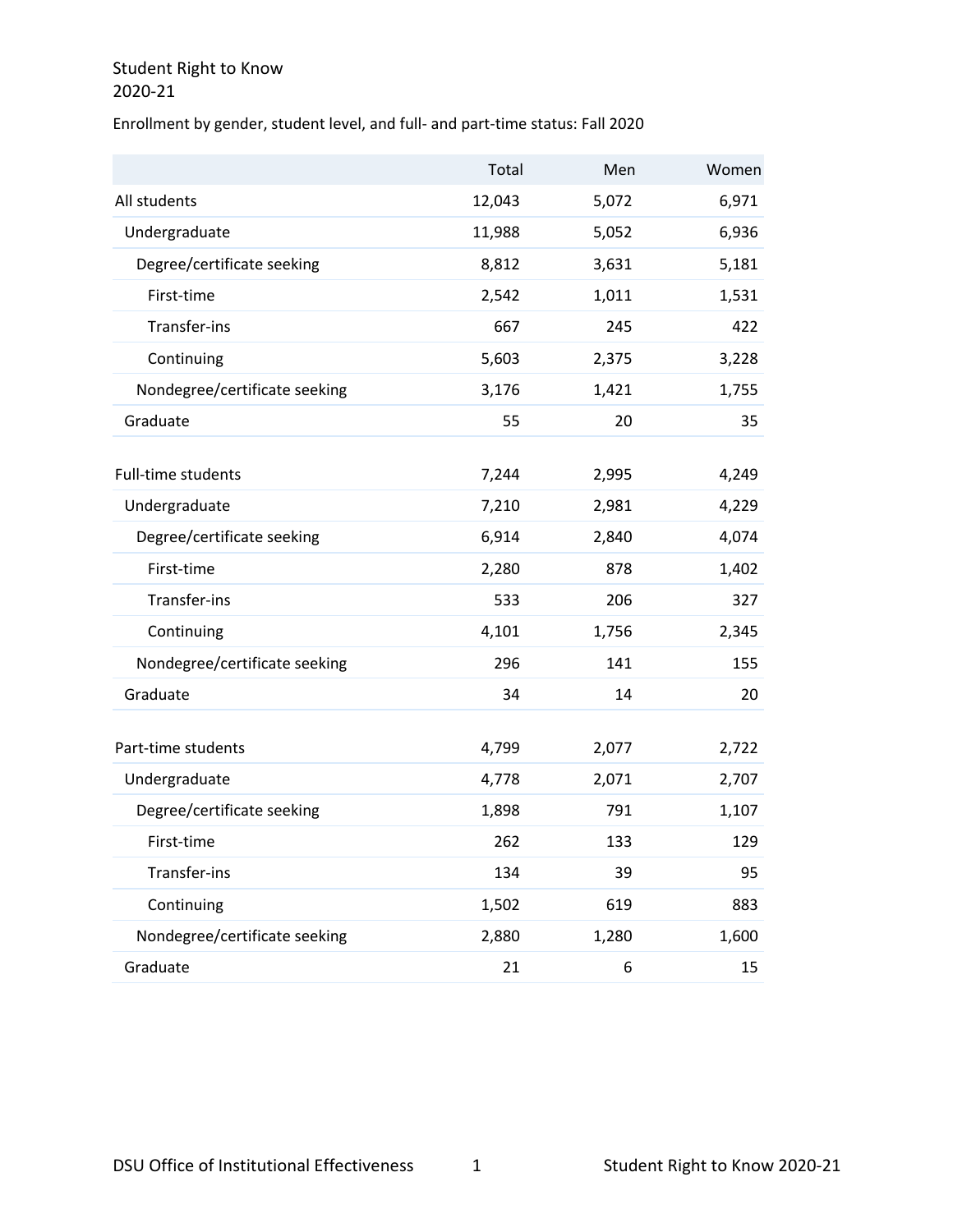# Student Right to Know
2020-21

Enrollment by gender, student level, and full- and part-time status: Fall 2020

| | Total | Men | Women |
|---|---|---|---|
| All students | 12,043 | 5,072 | 6,971 |
| Undergraduate | 11,988 | 5,052 | 6,936 |
| Degree/certificate seeking | 8,812 | 3,631 | 5,181 |
| First-time | 2,542 | 1,011 | 1,531 |
| Transfer-ins | 667 | 245 | 422 |
| Continuing | 5,603 | 2,375 | 3,228 |
| Nondegree/certificate seeking | 3,176 | 1,421 | 1,755 |
| Graduate | 55 | 20 | 35 |
| | | | |
| Full-time students | 7,244 | 2,995 | 4,249 |
| Undergraduate | 7,210 | 2,981 | 4,229 |
| Degree/certificate seeking | 6,914 | 2,840 | 4,074 |
| First-time | 2,280 | 878 | 1,402 |
| Transfer-ins | 533 | 206 | 327 |
| Continuing | 4,101 | 1,756 | 2,345 |
| Nondegree/certificate seeking | 296 | 141 | 155 |
| Graduate | 34 | 14 | 20 |
| | | | |
| Part-time students | 4,799 | 2,077 | 2,722 |
| Undergraduate | 4,778 | 2,071 | 2,707 |
| Degree/certificate seeking | 1,898 | 791 | 1,107 |
| First-time | 262 | 133 | 129 |
| Transfer-ins | 134 | 39 | 95 |
| Continuing | 1,502 | 619 | 883 |
| Nondegree/certificate seeking | 2,880 | 1,280 | 1,600 |
| Graduate | 21 | 6 | 15 |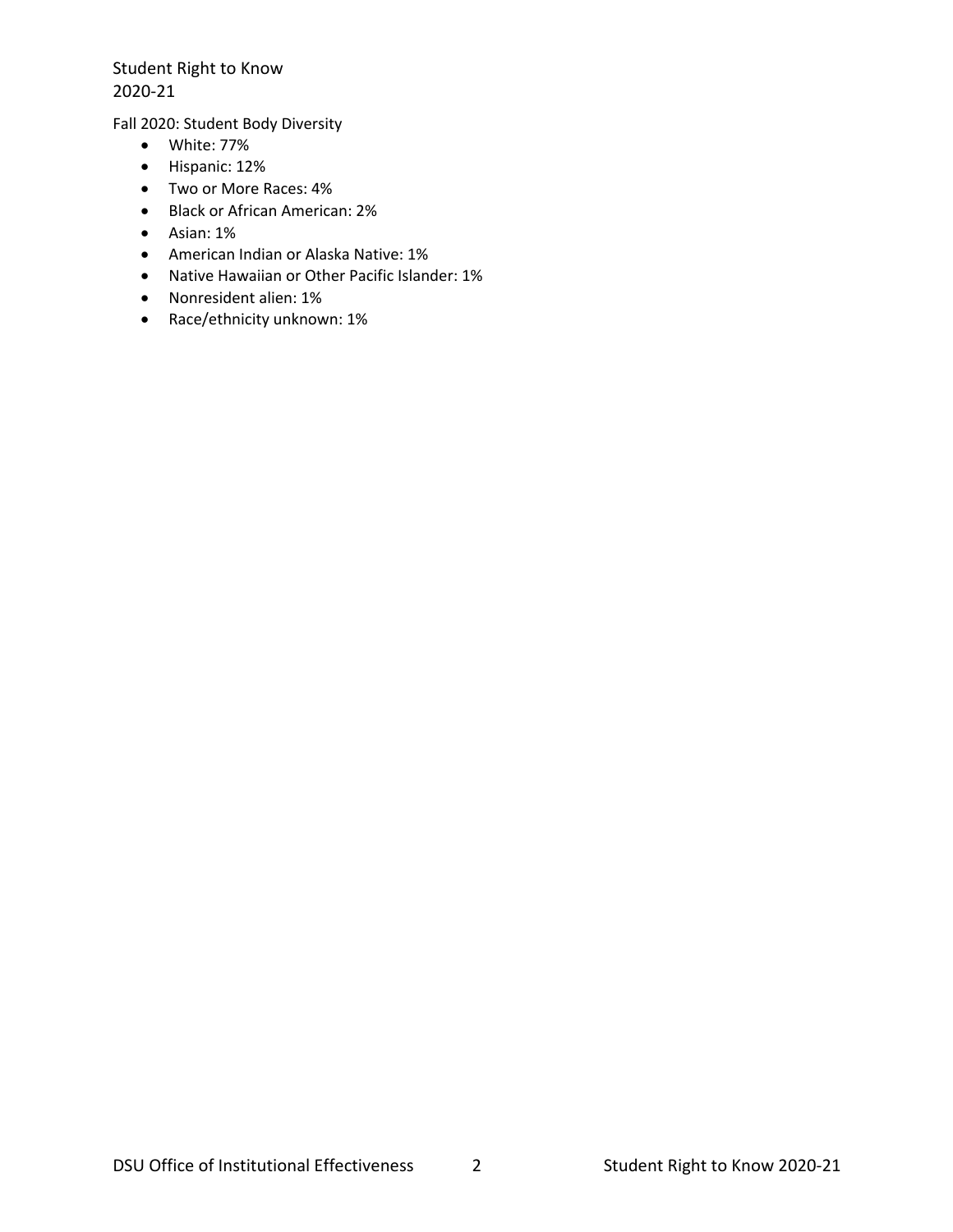Student Right to Know
2020-21

Fall 2020: Student Body Diversity

- White: 77%
- Hispanic: 12%
- Two or More Races: 4%
- Black or African American: 2%
- Asian: 1%
- American Indian or Alaska Native: 1%
- Native Hawaiian or Other Pacific Islander: 1%
- Nonresident alien: 1%
- Race/ethnicity unknown: 1%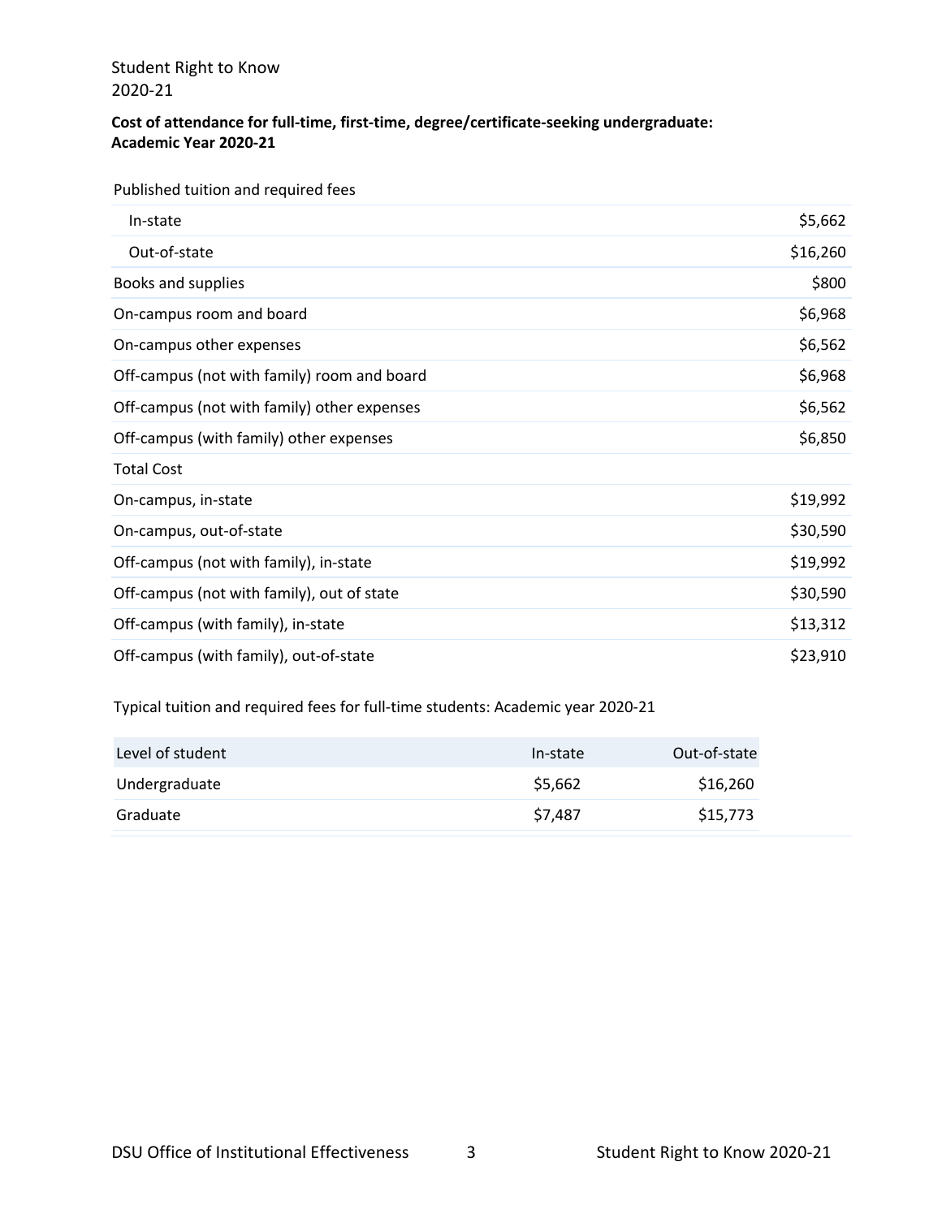Student Right to Know
2020-21

**Cost of attendance for full-time, first-time, degree/certificate-seeking undergraduate: Academic Year 2020-21**

| Published tuition and required fees | |
|---|---|
| In-state | $5,662 |
| Out-of-state | $16,260 |
| Books and supplies | $800 |
| On-campus room and board | $6,968 |
| On-campus other expenses | $6,562 |
| Off-campus (not with family) room and board | $6,968 |
| Off-campus (not with family) other expenses | $6,562 |
| Off-campus (with family) other expenses | $6,850 |
| Total Cost | |
| On-campus, in-state | $19,992 |
| On-campus, out-of-state | $30,590 |
| Off-campus (not with family), in-state | $19,992 |
| Off-campus (not with family), out of state | $30,590 |
| Off-campus (with family), in-state | $13,312 |
| Off-campus (with family), out-of-state | $23,910 |

Typical tuition and required fees for full-time students: Academic year 2020-21

| Level of student | In-state | Out-of-state |
|---|---|---|
| Undergraduate | $5,662 | $16,260 |
| Graduate | $7,487 | $15,773 |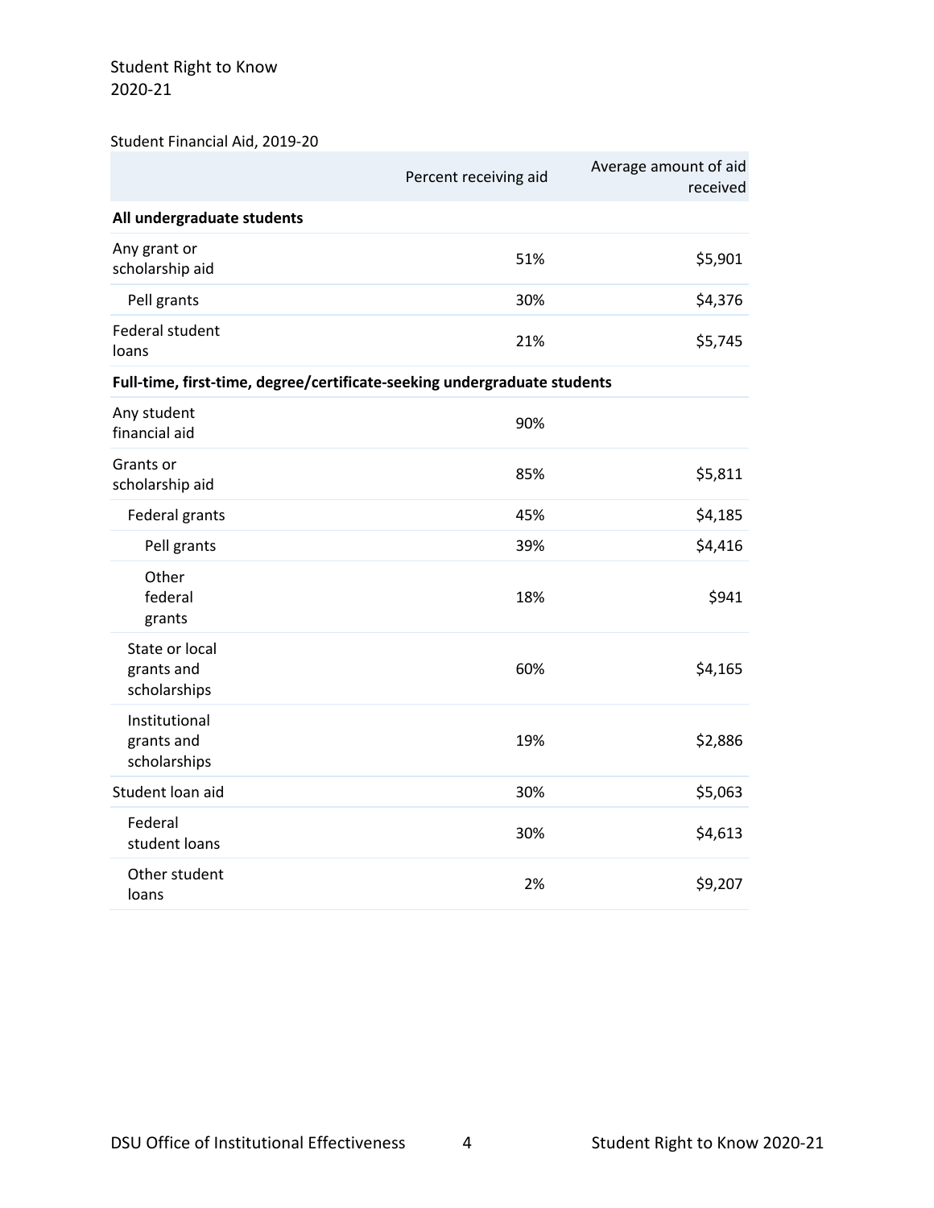Student Right to Know
2020-21

Student Financial Aid, 2019-20

| | Percent receiving aid | Average amount of aid received |
|---|---|---|
| **All undergraduate students** | | |
| Any grant or scholarship aid | 51% | $5,901 |
| Pell grants | 30% | $4,376 |
| Federal student loans | 21% | $5,745 |
| **Full-time, first-time, degree/certificate-seeking undergraduate students** | | |
| Any student financial aid | 90% | |
| Grants or scholarship aid | 85% | $5,811 |
| Federal grants | 45% | $4,185 |
| Pell grants | 39% | $4,416 |
| Other federal grants | 18% | $941 |
| State or local grants and scholarships | 60% | $4,165 |
| Institutional grants and scholarships | 19% | $2,886 |
| Student loan aid | 30% | $5,063 |
| Federal student loans | 30% | $4,613 |
| Other student loans | 2% | $9,207 |